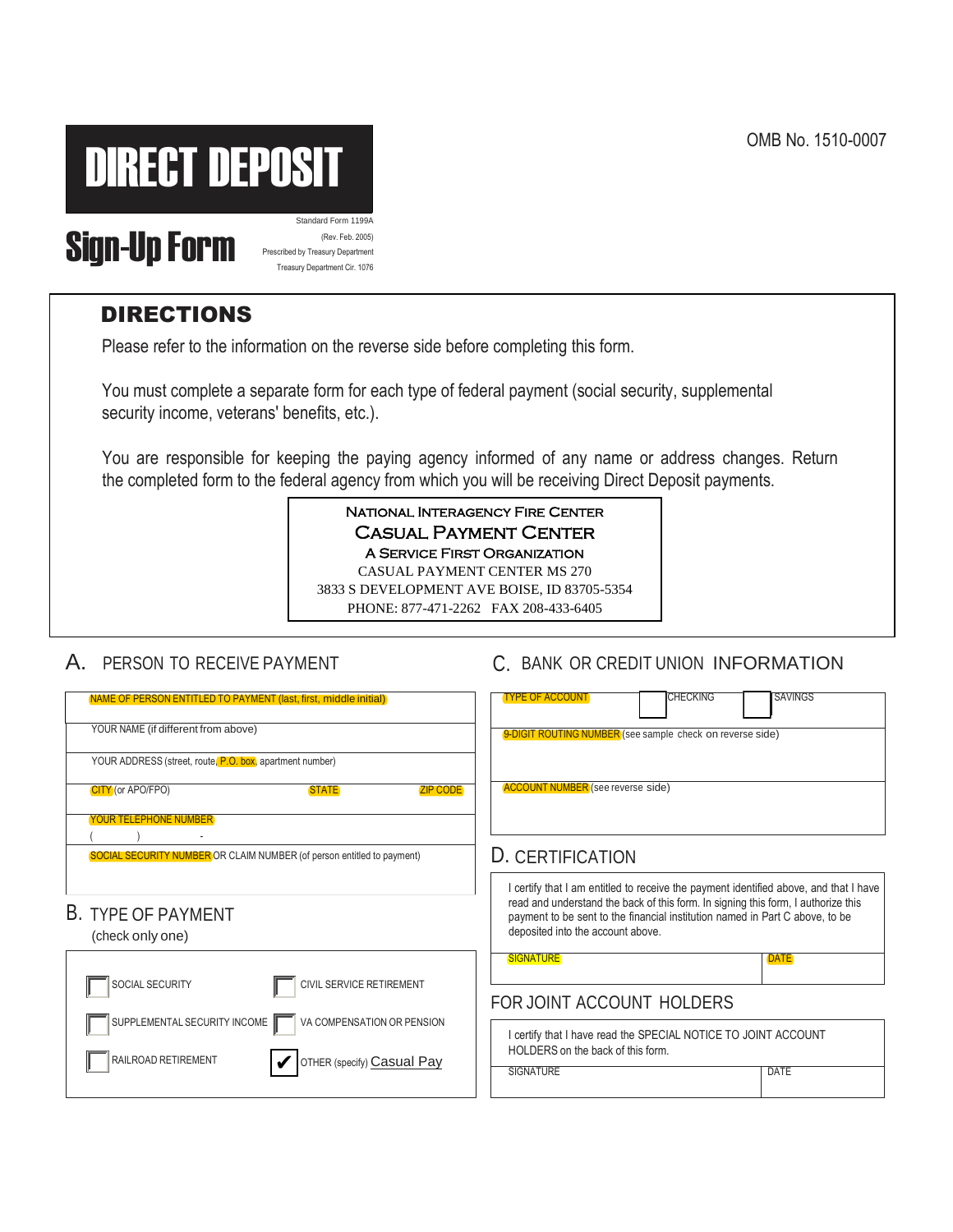OMB No. 1510-0007

# DIRECT DEPOSIT

# Sign-Up Form

Standard Form 1199A
(Rev. Feb. 2005)
Prescribed by Treasury Department
Treasury Department Cir. 1076

## DIRECTIONS

Please refer to the information on the reverse side before completing this form.

You must complete a separate form for each type of federal payment (social security, supplemental security income, veterans' benefits, etc.).

You are responsible for keeping the paying agency informed of any name or address changes. Return the completed form to the federal agency from which you will be receiving Direct Deposit payments.

NATIONAL INTERAGENCY FIRE CENTER
CASUAL PAYMENT CENTER
A SERVICE FIRST ORGANIZATION
CASUAL PAYMENT CENTER MS 270
3833 S DEVELOPMENT AVE BOISE, ID 83705-5354
PHONE: 877-471-2262 FAX 208-433-6405

## A. PERSON TO RECEIVE PAYMENT

| | | |
|---|---|---|
| NAME OF PERSON ENTITLED TO PAYMENT (last, first, middle initial) | | |
| YOUR NAME (if different from above) | | |
| YOUR ADDRESS (street, route, P.O. box, apartment number) | | |
| CITY (or APO/FPO) | STATE | ZIP CODE |
| YOUR TELEPHONE NUMBER ( ) - | | |
| SOCIAL SECURITY NUMBER OR CLAIM NUMBER (of person entitled to payment) | | |

## B. TYPE OF PAYMENT

(check only one)

- ☐ SOCIAL SECURITY
- ☐ CIVIL SERVICE RETIREMENT
- ☐ SUPPLEMENTAL SECURITY INCOME
- ☐ VA COMPENSATION OR PENSION
- ☐ RAILROAD RETIREMENT
- ☑ OTHER (specify) Casual Pay

## C. BANK OR CREDIT UNION INFORMATION

| |
|---|
| TYPE OF ACCOUNT ☐ CHECKING ☐ SAVINGS |
| 9-DIGIT ROUTING NUMBER (see sample check on reverse side) |
| ACCOUNT NUMBER (see reverse side) |

## D. CERTIFICATION

I certify that I am entitled to receive the payment identified above, and that I have read and understand the back of this form. In signing this form, I authorize this payment to be sent to the financial institution named in Part C above, to be deposited into the account above.

| SIGNATURE | DATE |
|---|---|
| | |

## FOR JOINT ACCOUNT HOLDERS

I certify that I have read the SPECIAL NOTICE TO JOINT ACCOUNT HOLDERS on the back of this form.

| SIGNATURE | DATE |
|---|---|
| | |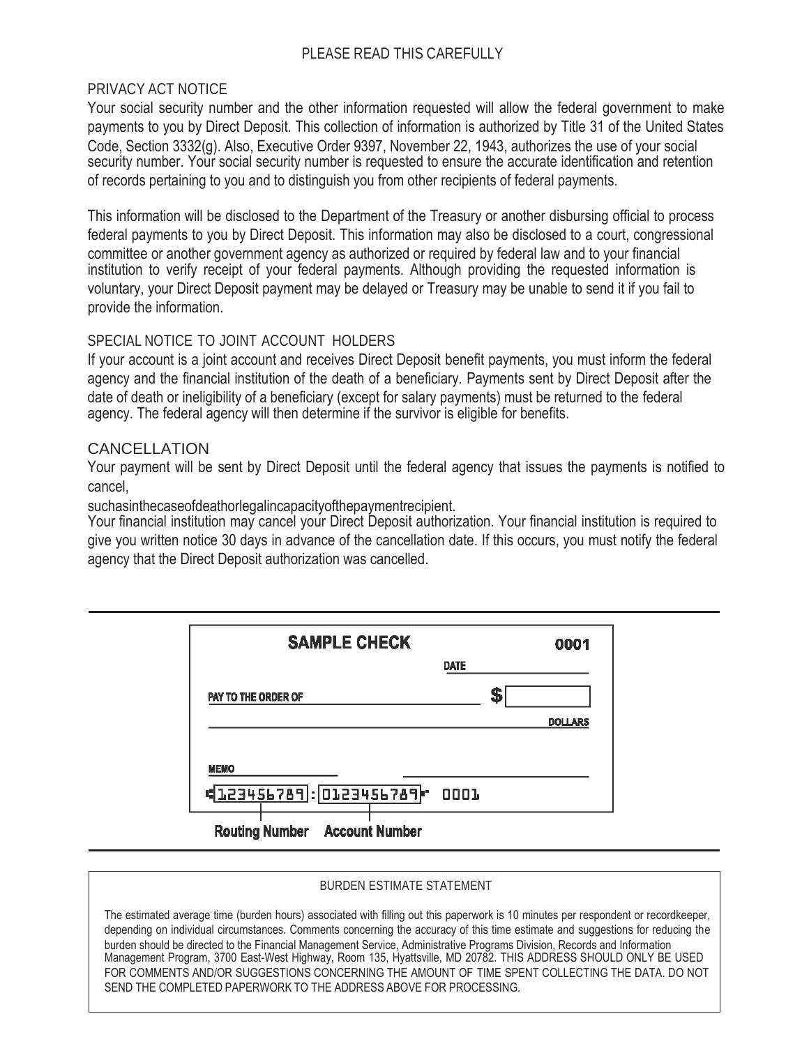PLEASE READ THIS CAREFULLY

## PRIVACY ACT NOTICE

Your social security number and the other information requested will allow the federal government to make payments to you by Direct Deposit. This collection of information is authorized by Title 31 of the United States Code, Section 3332(g). Also, Executive Order 9397, November 22, 1943, authorizes the use of your social security number. Your social security number is requested to ensure the accurate identification and retention of records pertaining to you and to distinguish you from other recipients of federal payments.

This information will be disclosed to the Department of the Treasury or another disbursing official to process federal payments to you by Direct Deposit. This information may also be disclosed to a court, congressional committee or another government agency as authorized or required by federal law and to your financial institution to verify receipt of your federal payments. Although providing the requested information is voluntary, your Direct Deposit payment may be delayed or Treasury may be unable to send it if you fail to provide the information.

## SPECIAL NOTICE TO JOINT ACCOUNT HOLDERS

If your account is a joint account and receives Direct Deposit benefit payments, you must inform the federal agency and the financial institution of the death of a beneficiary. Payments sent by Direct Deposit after the date of death or ineligibility of a beneficiary (except for salary payments) must be returned to the federal agency. The federal agency will then determine if the survivor is eligible for benefits.

## CANCELLATION

Your payment will be sent by Direct Deposit until the federal agency that issues the payments is notified to cancel,
suchasinthecaseofdeathorlegalincapacityofthepaymentrecipient.
Your financial institution may cancel your Direct Deposit authorization. Your financial institution is required to give you written notice 30 days in advance of the cancellation date. If this occurs, you must notify the federal agency that the Direct Deposit authorization was cancelled.

**SAMPLE CHECK** **0001**

DATE

PAY TO THE ORDER OF $

DOLLARS

MEMO

123456789 : 0123456789 0001

Routing Number Account Number

BURDEN ESTIMATE STATEMENT

The estimated average time (burden hours) associated with filling out this paperwork is 10 minutes per respondent or recordkeeper, depending on individual circumstances. Comments concerning the accuracy of this time estimate and suggestions for reducing the burden should be directed to the Financial Management Service, Administrative Programs Division, Records and Information Management Program, 3700 East-West Highway, Room 135, Hyattsville, MD 20782. THIS ADDRESS SHOULD ONLY BE USED FOR COMMENTS AND/OR SUGGESTIONS CONCERNING THE AMOUNT OF TIME SPENT COLLECTING THE DATA. DO NOT SEND THE COMPLETED PAPERWORK TO THE ADDRESS ABOVE FOR PROCESSING.